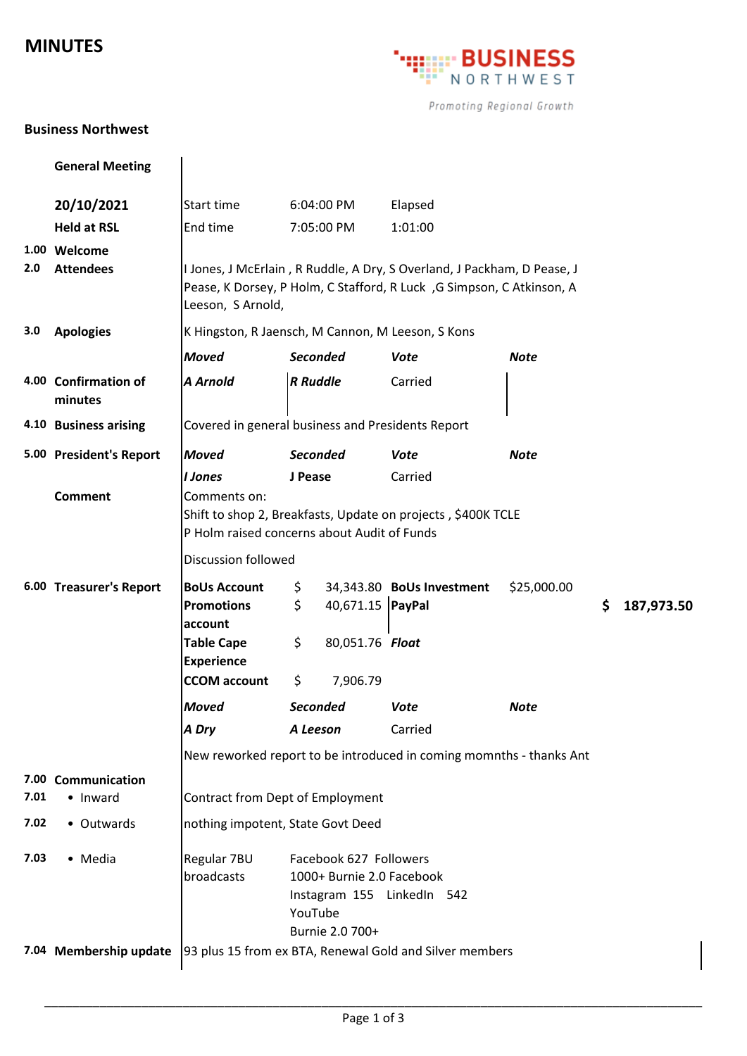# MINUTES

**BUSINESS NORTHWEST**
Promoting Regional Growth

**Business Northwest**

| | **General Meeting** | | | | |
|---|---|---|---|---|---|
| | **20/10/2021** | Start time | 6:04:00 PM | Elapsed | |
| | **Held at RSL** | End time | 7:05:00 PM | 1:01:00 | |
| 1.00 | **Welcome** | | | | |
| 2.0 | **Attendees** | I Jones, J McErlain , R Ruddle, A Dry, S Overland, J Packham, D Pease, J Pease, K Dorsey, P Holm, C Stafford, R Luck ,G Simpson, C Atkinson, A Leeson, S Arnold, | | | |
| 3.0 | **Apologies** | K Hingston, R Jaensch, M Cannon, M Leeson, S Kons | | | |
| | | ***Moved*** | ***Seconded*** | ***Vote*** | ***Note*** |
| 4.00 | **Confirmation of minutes** | ***A Arnold*** | ***R Ruddle*** | Carried | |
| 4.10 | **Business arising** | Covered in general business and Presidents Report | | | |
| 5.00 | **President's Report** | ***Moved*** | ***Seconded*** | ***Vote*** | ***Note*** |
| | | ***I Jones*** | **J Pease** | Carried | |
| | **Comment** | Comments on: Shift to shop 2, Breakfasts, Update on projects , $400K TCLE P Holm raised concerns about Audit of Funds | | | |
| | | Discussion followed | | | |

**6.00 Treasurer's Report**

| Account | | Account | | Total |
|---|---|---|---|---|
| **BoUs Account** | $ 34,343.80 | **BoUs Investment** | $25,000.00 | |
| **Promotions account** | $ 40,671.15 | **PayPal** | | **$ 187,973.50** |
| **Table Cape Experience** | $ 80,051.76 | ***Float*** | | |
| **CCOM account** | $ 7,906.79 | | | |

| ***Moved*** | ***Seconded*** | ***Vote*** | ***Note*** |
|---|---|---|---|
| ***A Dry*** | ***A Leeson*** | Carried | |

New reworked report to be introduced in coming momnths - thanks Ant

| | | |
|---|---|---|
| 7.00 | **Communication** | |
| 7.01 | • Inward | Contract from Dept of Employment |
| 7.02 | • Outwards | nothing impotent, State Govt Deed |
| 7.03 | • Media | Regular 7BU broadcasts — Facebook 627 Followers; 1000+ Burnie 2.0 Facebook; Instagram 155 LinkedIn 542; YouTube; Burnie 2.0 700+ |
| 7.04 | **Membership update** | 93 plus 15 from ex BTA, Renewal Gold and Silver members |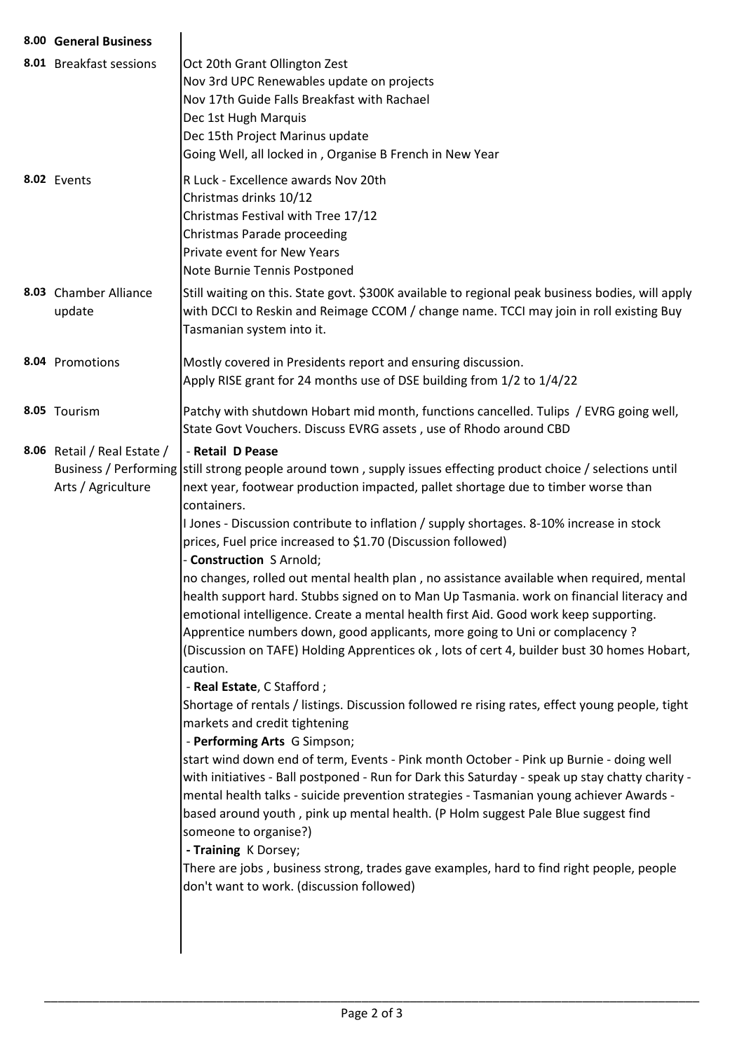| | | |
|---|---|---|
| **8.00** | **General Business** | |
| **8.01** | Breakfast sessions | Oct 20th Grant Ollington Zest<br>Nov 3rd UPC Renewables update on projects<br>Nov 17th Guide Falls Breakfast with Rachael<br>Dec 1st Hugh Marquis<br>Dec 15th Project Marinus update<br>Going Well, all locked in , Organise B French in New Year |
| **8.02** | Events | R Luck - Excellence awards Nov 20th<br>Christmas drinks 10/12<br>Christmas Festival with Tree 17/12<br>Christmas Parade proceeding<br>Private event for New Years<br>Note Burnie Tennis Postponed |
| **8.03** | Chamber Alliance update | Still waiting on this. State govt. $300K available to regional peak business bodies, will apply with DCCI to Reskin and Reimage CCOM / change name. TCCI may join in roll existing Buy Tasmanian system into it. |
| **8.04** | Promotions | Mostly covered in Presidents report and ensuring discussion.<br>Apply RISE grant for 24 months use of DSE building from 1/2 to 1/4/22 |
| **8.05** | Tourism | Patchy with shutdown Hobart mid month, functions cancelled. Tulips / EVRG going well, State Govt Vouchers. Discuss EVRG assets , use of Rhodo around CBD |
| **8.06** | Retail / Real Estate / Business / Performing Arts / Agriculture | - **Retail D Pease**<br>still strong people around town , supply issues effecting product choice / selections until next year, footwear production impacted, pallet shortage due to timber worse than containers.<br>I Jones - Discussion contribute to inflation / supply shortages. 8-10% increase in stock prices, Fuel price increased to $1.70 (Discussion followed)<br>- **Construction** S Arnold;<br>no changes, rolled out mental health plan , no assistance available when required, mental health support hard. Stubbs signed on to Man Up Tasmania. work on financial literacy and emotional intelligence. Create a mental health first Aid. Good work keep supporting. Apprentice numbers down, good applicants, more going to Uni or complacency ? (Discussion on TAFE) Holding Apprentices ok , lots of cert 4, builder bust 30 homes Hobart, caution.<br>- **Real Estate**, C Stafford ;<br>Shortage of rentals / listings. Discussion followed re rising rates, effect young people, tight markets and credit tightening<br>- **Performing Arts** G Simpson;<br>start wind down end of term, Events - Pink month October - Pink up Burnie - doing well with initiatives - Ball postponed - Run for Dark this Saturday - speak up stay chatty charity - mental health talks - suicide prevention strategies - Tasmanian young achiever Awards - based around youth , pink up mental health. (P Holm suggest Pale Blue suggest find someone to organise?)<br>**- Training** K Dorsey;<br>There are jobs , business strong, trades gave examples, hard to find right people, people don't want to work. (discussion followed) |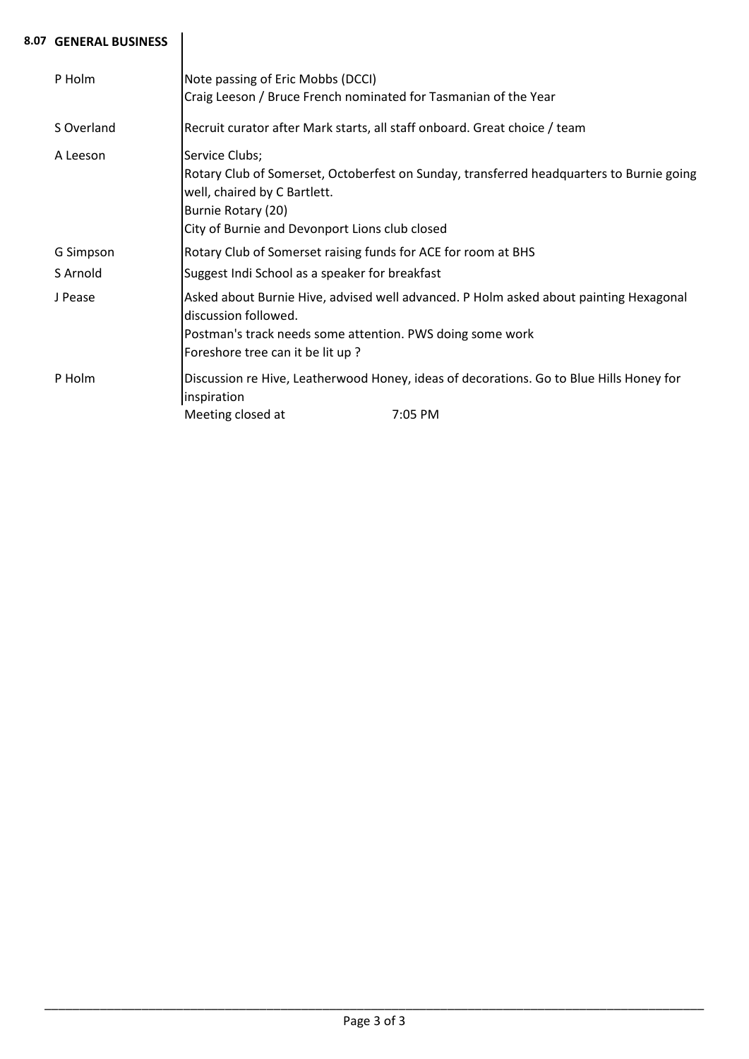## 8.07 GENERAL BUSINESS

| | |
|---|---|
| P Holm | Note passing of Eric Mobbs (DCCI)<br>Craig Leeson / Bruce French nominated for Tasmanian of the Year |
| S Overland | Recruit curator after Mark starts, all staff onboard. Great choice / team |
| A Leeson | Service Clubs;<br>Rotary Club of Somerset, Octoberfest on Sunday, transferred headquarters to Burnie going well, chaired by C Bartlett.<br>Burnie Rotary (20)<br>City of Burnie and Devonport Lions club closed |
| G Simpson | Rotary Club of Somerset raising funds for ACE for room at BHS |
| S Arnold | Suggest Indi School as a speaker for breakfast |
| J Pease | Asked about Burnie Hive, advised well advanced. P Holm asked about painting Hexagonal discussion followed.<br>Postman's track needs some attention. PWS doing some work<br>Foreshore tree can it be lit up ? |
| P Holm | Discussion re Hive, Leatherwood Honey, ideas of decorations. Go to Blue Hills Honey for inspiration |

Meeting closed at 7:05 PM